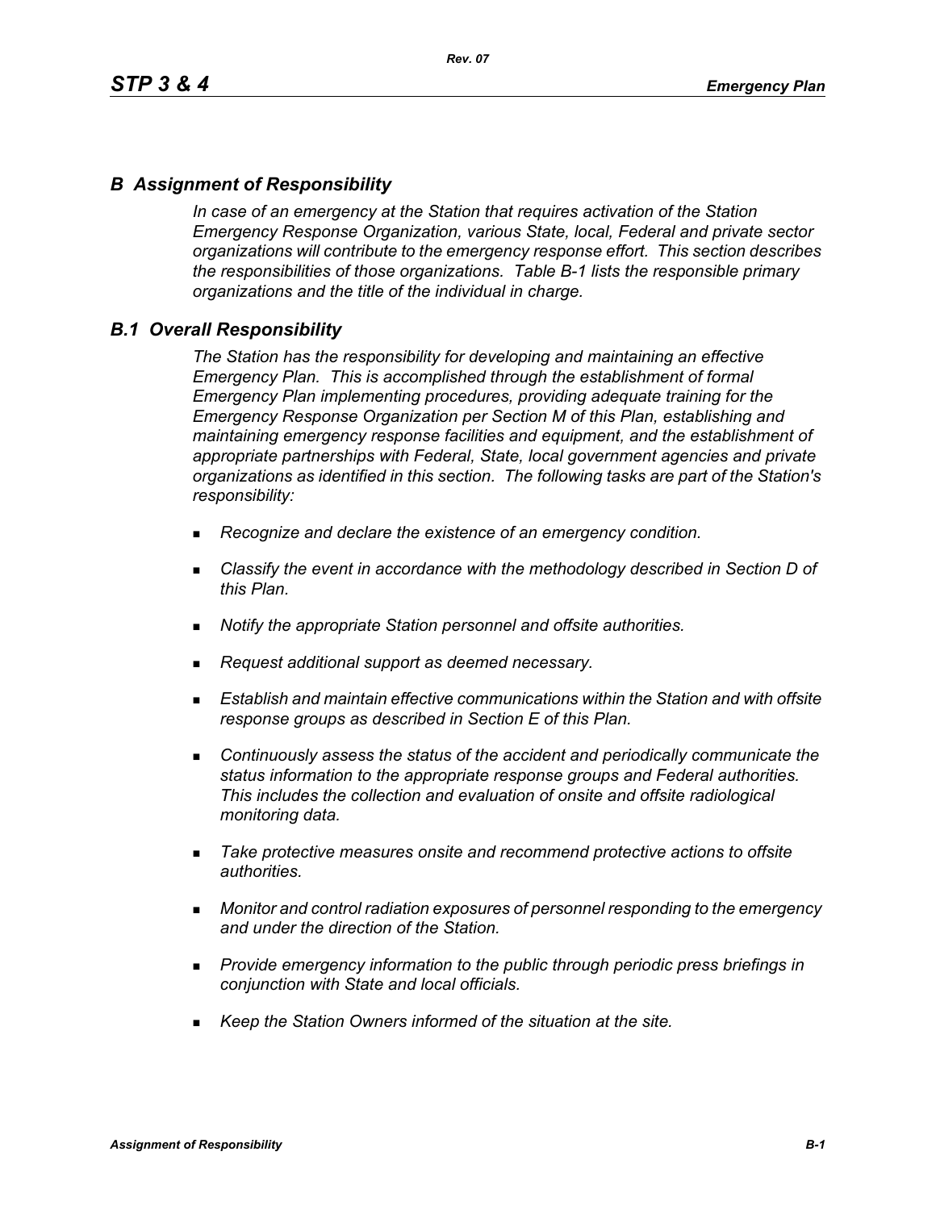## *B Assignment of Responsibility*

*In case of an emergency at the Station that requires activation of the Station Emergency Response Organization, various State, local, Federal and private sector organizations will contribute to the emergency response effort. This section describes the responsibilities of those organizations. Table B-1 lists the responsible primary organizations and the title of the individual in charge.*

## *B.1 Overall Responsibility*

*The Station has the responsibility for developing and maintaining an effective Emergency Plan. This is accomplished through the establishment of formal Emergency Plan implementing procedures, providing adequate training for the Emergency Response Organization per Section M of this Plan, establishing and maintaining emergency response facilities and equipment, and the establishment of appropriate partnerships with Federal, State, local government agencies and private organizations as identified in this section. The following tasks are part of the Station's responsibility:*

- *Recognize and declare the existence of an emergency condition.*
- *Classify the event in accordance with the methodology described in Section D of this Plan.*
- *Notify the appropriate Station personnel and offsite authorities.*
- *Request additional support as deemed necessary.*
- *Establish and maintain effective communications within the Station and with offsite response groups as described in Section E of this Plan.*
- *Continuously assess the status of the accident and periodically communicate the status information to the appropriate response groups and Federal authorities. This includes the collection and evaluation of onsite and offsite radiological monitoring data.*
- *Take protective measures onsite and recommend protective actions to offsite authorities.*
- *Monitor and control radiation exposures of personnel responding to the emergency and under the direction of the Station.*
- *Provide emergency information to the public through periodic press briefings in conjunction with State and local officials.*
- *Keep the Station Owners informed of the situation at the site.*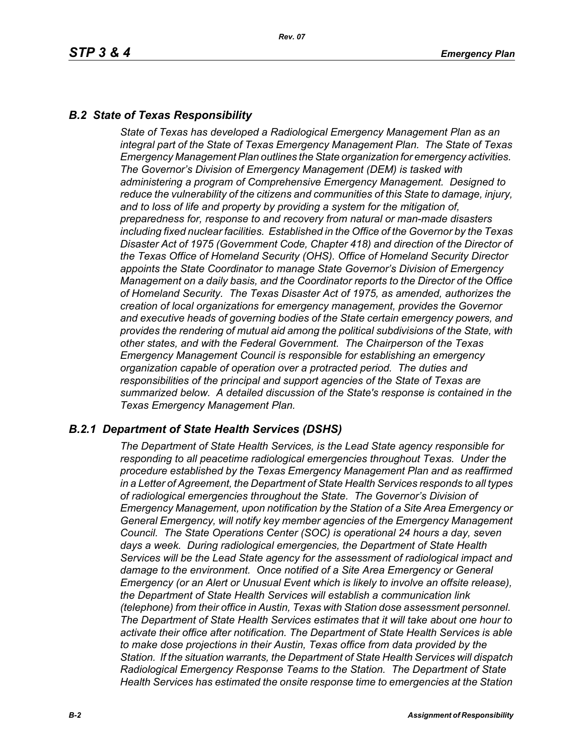## *B.2 State of Texas Responsibility*

*State of Texas has developed a Radiological Emergency Management Plan as an integral part of the State of Texas Emergency Management Plan. The State of Texas Emergency Management Plan outlines the State organization for emergency activities. The Governor's Division of Emergency Management (DEM) is tasked with administering a program of Comprehensive Emergency Management. Designed to reduce the vulnerability of the citizens and communities of this State to damage, injury, and to loss of life and property by providing a system for the mitigation of, preparedness for, response to and recovery from natural or man-made disasters including fixed nuclear facilities. Established in the Office of the Governor by the Texas Disaster Act of 1975 (Government Code, Chapter 418) and direction of the Director of the Texas Office of Homeland Security (OHS). Office of Homeland Security Director appoints the State Coordinator to manage State Governor's Division of Emergency Management on a daily basis, and the Coordinator reports to the Director of the Office of Homeland Security. The Texas Disaster Act of 1975, as amended, authorizes the creation of local organizations for emergency management, provides the Governor and executive heads of governing bodies of the State certain emergency powers, and provides the rendering of mutual aid among the political subdivisions of the State, with other states, and with the Federal Government. The Chairperson of the Texas Emergency Management Council is responsible for establishing an emergency organization capable of operation over a protracted period. The duties and responsibilities of the principal and support agencies of the State of Texas are summarized below. A detailed discussion of the State's response is contained in the Texas Emergency Management Plan.*

### *B.2.1 Department of State Health Services (DSHS)*

*The Department of State Health Services, is the Lead State agency responsible for responding to all peacetime radiological emergencies throughout Texas. Under the procedure established by the Texas Emergency Management Plan and as reaffirmed in a Letter of Agreement, the Department of State Health Services responds to all types of radiological emergencies throughout the State. The Governor's Division of Emergency Management, upon notification by the Station of a Site Area Emergency or General Emergency, will notify key member agencies of the Emergency Management Council. The State Operations Center (SOC) is operational 24 hours a day, seven days a week. During radiological emergencies, the Department of State Health Services will be the Lead State agency for the assessment of radiological impact and damage to the environment. Once notified of a Site Area Emergency or General Emergency (or an Alert or Unusual Event which is likely to involve an offsite release), the Department of State Health Services will establish a communication link (telephone) from their office in Austin, Texas with Station dose assessment personnel. The Department of State Health Services estimates that it will take about one hour to activate their office after notification. The Department of State Health Services is able to make dose projections in their Austin, Texas office from data provided by the Station. If the situation warrants, the Department of State Health Services will dispatch Radiological Emergency Response Teams to the Station. The Department of State Health Services has estimated the onsite response time to emergencies at the Station*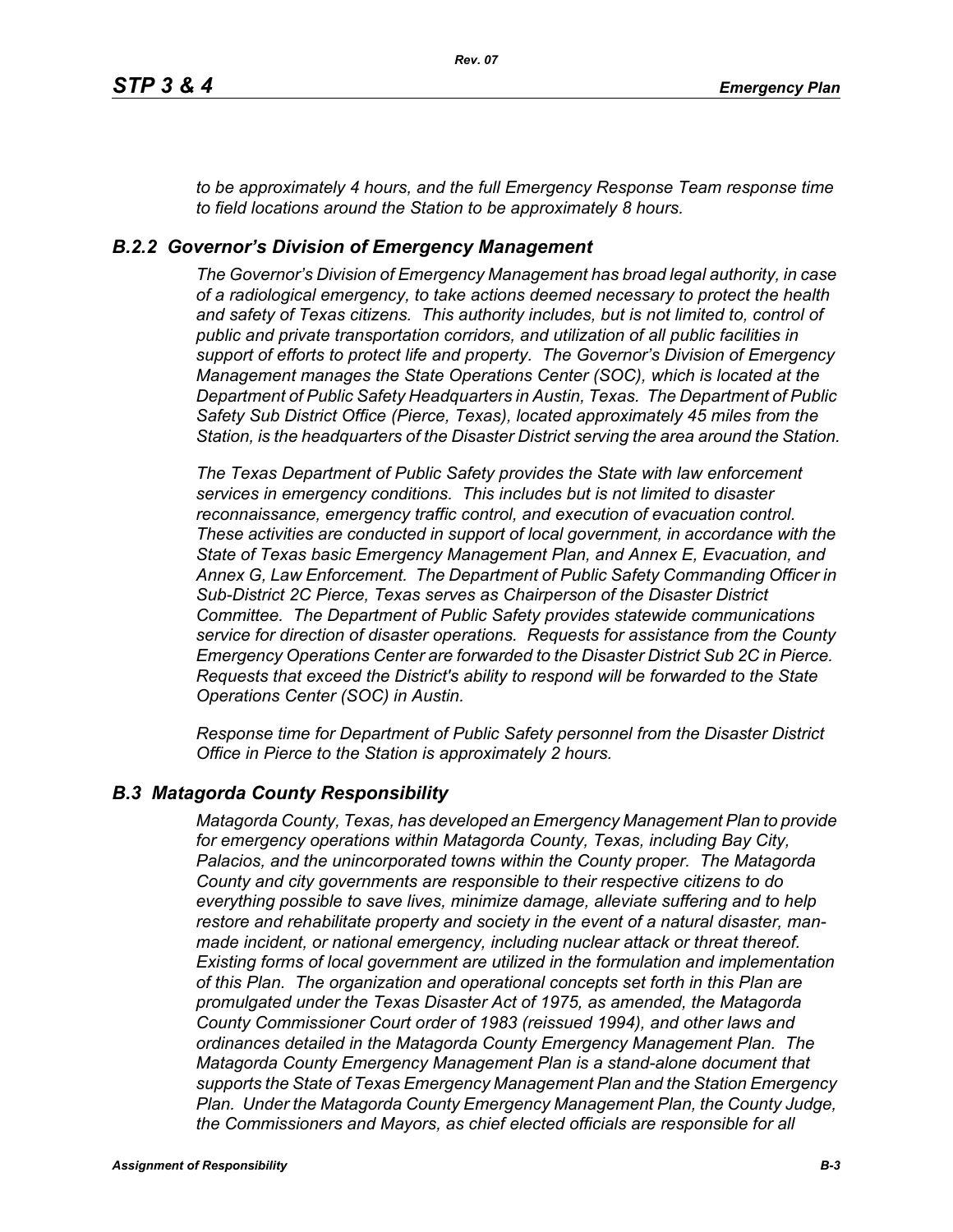*to be approximately 4 hours, and the full Emergency Response Team response time to field locations around the Station to be approximately 8 hours.*

### *B.2.2 Governor's Division of Emergency Management*

*The Governor's Division of Emergency Management has broad legal authority, in case of a radiological emergency, to take actions deemed necessary to protect the health and safety of Texas citizens. This authority includes, but is not limited to, control of public and private transportation corridors, and utilization of all public facilities in support of efforts to protect life and property. The Governor's Division of Emergency Management manages the State Operations Center (SOC), which is located at the Department of Public Safety Headquarters in Austin, Texas. The Department of Public Safety Sub District Office (Pierce, Texas), located approximately 45 miles from the Station, is the headquarters of the Disaster District serving the area around the Station.*

*The Texas Department of Public Safety provides the State with law enforcement services in emergency conditions. This includes but is not limited to disaster reconnaissance, emergency traffic control, and execution of evacuation control. These activities are conducted in support of local government, in accordance with the State of Texas basic Emergency Management Plan, and Annex E, Evacuation, and Annex G, Law Enforcement. The Department of Public Safety Commanding Officer in Sub-District 2C Pierce, Texas serves as Chairperson of the Disaster District Committee. The Department of Public Safety provides statewide communications service for direction of disaster operations. Requests for assistance from the County Emergency Operations Center are forwarded to the Disaster District Sub 2C in Pierce. Requests that exceed the District's ability to respond will be forwarded to the State Operations Center (SOC) in Austin.*

*Response time for Department of Public Safety personnel from the Disaster District Office in Pierce to the Station is approximately 2 hours.*

## *B.3 Matagorda County Responsibility*

*Matagorda County, Texas, has developed an Emergency Management Plan to provide for emergency operations within Matagorda County, Texas, including Bay City, Palacios, and the unincorporated towns within the County proper. The Matagorda County and city governments are responsible to their respective citizens to do everything possible to save lives, minimize damage, alleviate suffering and to help restore and rehabilitate property and society in the event of a natural disaster, man-made incident, or national emergency, including nuclear attack or threat thereof. Existing forms of local government are utilized in the formulation and implementation of this Plan. The organization and operational concepts set forth in this Plan are promulgated under the Texas Disaster Act of 1975, as amended, the Matagorda County Commissioner Court order of 1983 (reissued 1994), and other laws and ordinances detailed in the Matagorda County Emergency Management Plan. The Matagorda County Emergency Management Plan is a stand-alone document that supports the State of Texas Emergency Management Plan and the Station Emergency Plan. Under the Matagorda County Emergency Management Plan, the County Judge, the Commissioners and Mayors, as chief elected officials are responsible for all*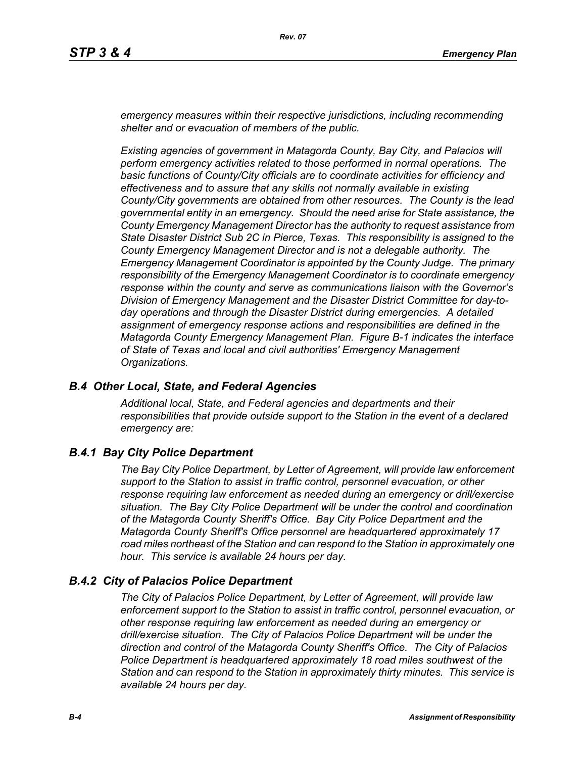*emergency measures within their respective jurisdictions, including recommending shelter and or evacuation of members of the public.*

*Existing agencies of government in Matagorda County, Bay City, and Palacios will perform emergency activities related to those performed in normal operations. The basic functions of County/City officials are to coordinate activities for efficiency and effectiveness and to assure that any skills not normally available in existing County/City governments are obtained from other resources. The County is the lead governmental entity in an emergency. Should the need arise for State assistance, the County Emergency Management Director has the authority to request assistance from State Disaster District Sub 2C in Pierce, Texas. This responsibility is assigned to the County Emergency Management Director and is not a delegable authority. The Emergency Management Coordinator is appointed by the County Judge. The primary responsibility of the Emergency Management Coordinator is to coordinate emergency response within the county and serve as communications liaison with the Governor's Division of Emergency Management and the Disaster District Committee for day-to-day operations and through the Disaster District during emergencies. A detailed assignment of emergency response actions and responsibilities are defined in the Matagorda County Emergency Management Plan. Figure B-1 indicates the interface of State of Texas and local and civil authorities' Emergency Management Organizations.*

## *B.4 Other Local, State, and Federal Agencies*

*Additional local, State, and Federal agencies and departments and their responsibilities that provide outside support to the Station in the event of a declared emergency are:*

### *B.4.1 Bay City Police Department*

*The Bay City Police Department, by Letter of Agreement, will provide law enforcement support to the Station to assist in traffic control, personnel evacuation, or other response requiring law enforcement as needed during an emergency or drill/exercise situation. The Bay City Police Department will be under the control and coordination of the Matagorda County Sheriff's Office. Bay City Police Department and the Matagorda County Sheriff's Office personnel are headquartered approximately 17 road miles northeast of the Station and can respond to the Station in approximately one hour. This service is available 24 hours per day.*

### *B.4.2 City of Palacios Police Department*

*The City of Palacios Police Department, by Letter of Agreement, will provide law enforcement support to the Station to assist in traffic control, personnel evacuation, or other response requiring law enforcement as needed during an emergency or drill/exercise situation. The City of Palacios Police Department will be under the direction and control of the Matagorda County Sheriff's Office. The City of Palacios Police Department is headquartered approximately 18 road miles southwest of the Station and can respond to the Station in approximately thirty minutes. This service is available 24 hours per day.*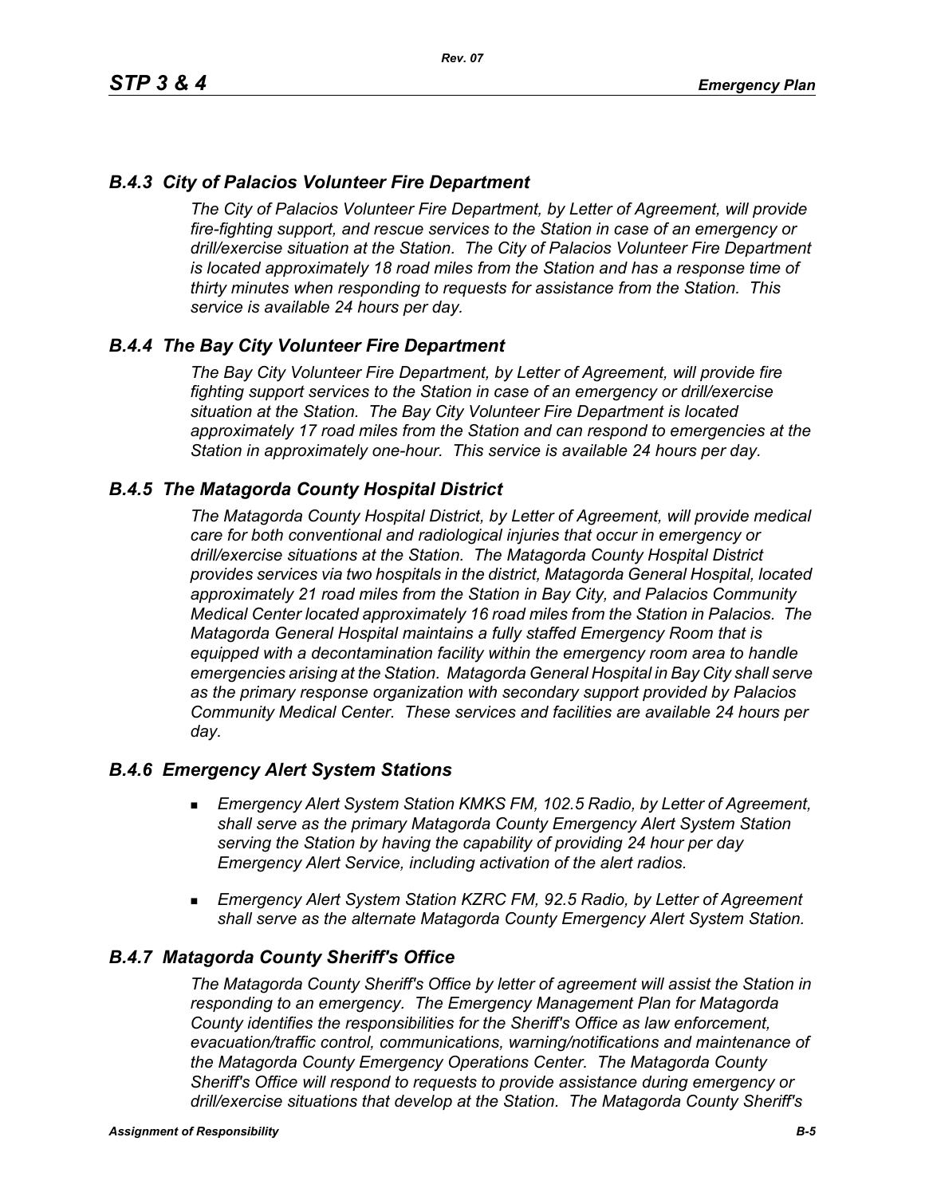### *B.4.3 City of Palacios Volunteer Fire Department*

*The City of Palacios Volunteer Fire Department, by Letter of Agreement, will provide fire-fighting support, and rescue services to the Station in case of an emergency or drill/exercise situation at the Station. The City of Palacios Volunteer Fire Department is located approximately 18 road miles from the Station and has a response time of thirty minutes when responding to requests for assistance from the Station. This service is available 24 hours per day.*

### *B.4.4 The Bay City Volunteer Fire Department*

*The Bay City Volunteer Fire Department, by Letter of Agreement, will provide fire fighting support services to the Station in case of an emergency or drill/exercise situation at the Station. The Bay City Volunteer Fire Department is located approximately 17 road miles from the Station and can respond to emergencies at the Station in approximately one-hour. This service is available 24 hours per day.*

### *B.4.5 The Matagorda County Hospital District*

*The Matagorda County Hospital District, by Letter of Agreement, will provide medical care for both conventional and radiological injuries that occur in emergency or drill/exercise situations at the Station. The Matagorda County Hospital District provides services via two hospitals in the district, Matagorda General Hospital, located approximately 21 road miles from the Station in Bay City, and Palacios Community Medical Center located approximately 16 road miles from the Station in Palacios. The Matagorda General Hospital maintains a fully staffed Emergency Room that is equipped with a decontamination facility within the emergency room area to handle emergencies arising at the Station. Matagorda General Hospital in Bay City shall serve as the primary response organization with secondary support provided by Palacios Community Medical Center. These services and facilities are available 24 hours per day.*

### *B.4.6 Emergency Alert System Stations*

- *Emergency Alert System Station KMKS FM, 102.5 Radio, by Letter of Agreement, shall serve as the primary Matagorda County Emergency Alert System Station serving the Station by having the capability of providing 24 hour per day Emergency Alert Service, including activation of the alert radios.*
- *Emergency Alert System Station KZRC FM, 92.5 Radio, by Letter of Agreement shall serve as the alternate Matagorda County Emergency Alert System Station.*

### *B.4.7 Matagorda County Sheriff's Office*

*The Matagorda County Sheriff's Office by letter of agreement will assist the Station in responding to an emergency. The Emergency Management Plan for Matagorda County identifies the responsibilities for the Sheriff's Office as law enforcement, evacuation/traffic control, communications, warning/notifications and maintenance of the Matagorda County Emergency Operations Center. The Matagorda County Sheriff's Office will respond to requests to provide assistance during emergency or drill/exercise situations that develop at the Station. The Matagorda County Sheriff's*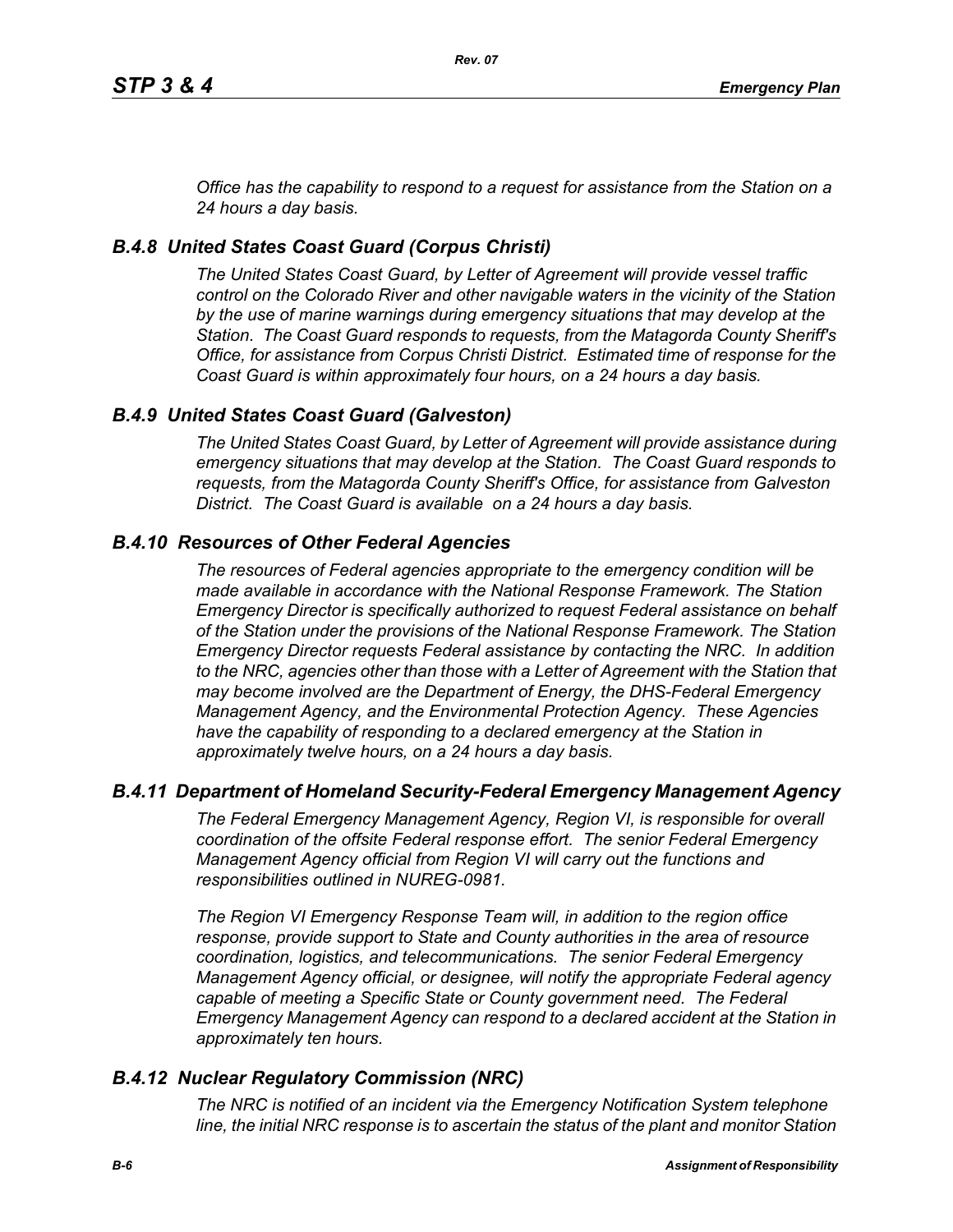*Office has the capability to respond to a request for assistance from the Station on a 24 hours a day basis.*

### *B.4.8 United States Coast Guard (Corpus Christi)*

*The United States Coast Guard, by Letter of Agreement will provide vessel traffic control on the Colorado River and other navigable waters in the vicinity of the Station by the use of marine warnings during emergency situations that may develop at the Station. The Coast Guard responds to requests, from the Matagorda County Sheriff's Office, for assistance from Corpus Christi District. Estimated time of response for the Coast Guard is within approximately four hours, on a 24 hours a day basis.*

### *B.4.9 United States Coast Guard (Galveston)*

*The United States Coast Guard, by Letter of Agreement will provide assistance during emergency situations that may develop at the Station. The Coast Guard responds to requests, from the Matagorda County Sheriff's Office, for assistance from Galveston District. The Coast Guard is available on a 24 hours a day basis.*

### *B.4.10 Resources of Other Federal Agencies*

*The resources of Federal agencies appropriate to the emergency condition will be made available in accordance with the National Response Framework. The Station Emergency Director is specifically authorized to request Federal assistance on behalf of the Station under the provisions of the National Response Framework. The Station Emergency Director requests Federal assistance by contacting the NRC. In addition to the NRC, agencies other than those with a Letter of Agreement with the Station that may become involved are the Department of Energy, the DHS-Federal Emergency Management Agency, and the Environmental Protection Agency. These Agencies have the capability of responding to a declared emergency at the Station in approximately twelve hours, on a 24 hours a day basis.*

### *B.4.11 Department of Homeland Security-Federal Emergency Management Agency*

*The Federal Emergency Management Agency, Region VI, is responsible for overall coordination of the offsite Federal response effort. The senior Federal Emergency Management Agency official from Region VI will carry out the functions and responsibilities outlined in NUREG-0981.*

*The Region VI Emergency Response Team will, in addition to the region office response, provide support to State and County authorities in the area of resource coordination, logistics, and telecommunications. The senior Federal Emergency Management Agency official, or designee, will notify the appropriate Federal agency capable of meeting a Specific State or County government need. The Federal Emergency Management Agency can respond to a declared accident at the Station in approximately ten hours.*

### *B.4.12 Nuclear Regulatory Commission (NRC)*

*The NRC is notified of an incident via the Emergency Notification System telephone line, the initial NRC response is to ascertain the status of the plant and monitor Station*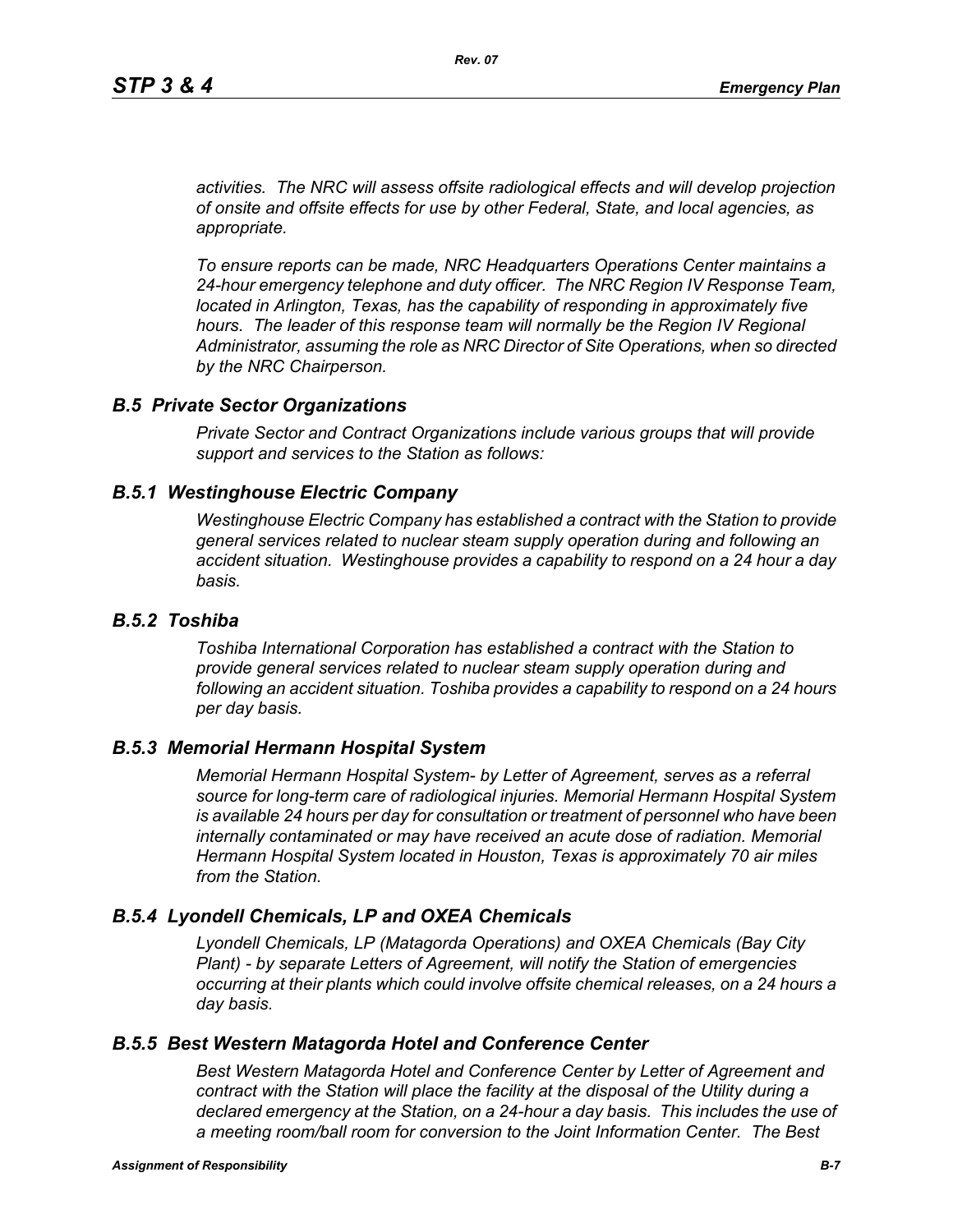*activities. The NRC will assess offsite radiological effects and will develop projection of onsite and offsite effects for use by other Federal, State, and local agencies, as appropriate.*

*To ensure reports can be made, NRC Headquarters Operations Center maintains a 24-hour emergency telephone and duty officer. The NRC Region IV Response Team, located in Arlington, Texas, has the capability of responding in approximately five hours. The leader of this response team will normally be the Region IV Regional Administrator, assuming the role as NRC Director of Site Operations, when so directed by the NRC Chairperson.*

## *B.5 Private Sector Organizations*

*Private Sector and Contract Organizations include various groups that will provide support and services to the Station as follows:*

### *B.5.1 Westinghouse Electric Company*

*Westinghouse Electric Company has established a contract with the Station to provide general services related to nuclear steam supply operation during and following an accident situation. Westinghouse provides a capability to respond on a 24 hour a day basis.*

### *B.5.2 Toshiba*

*Toshiba International Corporation has established a contract with the Station to provide general services related to nuclear steam supply operation during and following an accident situation. Toshiba provides a capability to respond on a 24 hours per day basis.*

### *B.5.3 Memorial Hermann Hospital System*

*Memorial Hermann Hospital System- by Letter of Agreement, serves as a referral source for long-term care of radiological injuries. Memorial Hermann Hospital System is available 24 hours per day for consultation or treatment of personnel who have been internally contaminated or may have received an acute dose of radiation. Memorial Hermann Hospital System located in Houston, Texas is approximately 70 air miles from the Station.*

### *B.5.4 Lyondell Chemicals, LP and OXEA Chemicals*

*Lyondell Chemicals, LP (Matagorda Operations) and OXEA Chemicals (Bay City Plant) - by separate Letters of Agreement, will notify the Station of emergencies occurring at their plants which could involve offsite chemical releases, on a 24 hours a day basis.*

### *B.5.5 Best Western Matagorda Hotel and Conference Center*

*Best Western Matagorda Hotel and Conference Center by Letter of Agreement and contract with the Station will place the facility at the disposal of the Utility during a declared emergency at the Station, on a 24-hour a day basis. This includes the use of a meeting room/ball room for conversion to the Joint Information Center. The Best*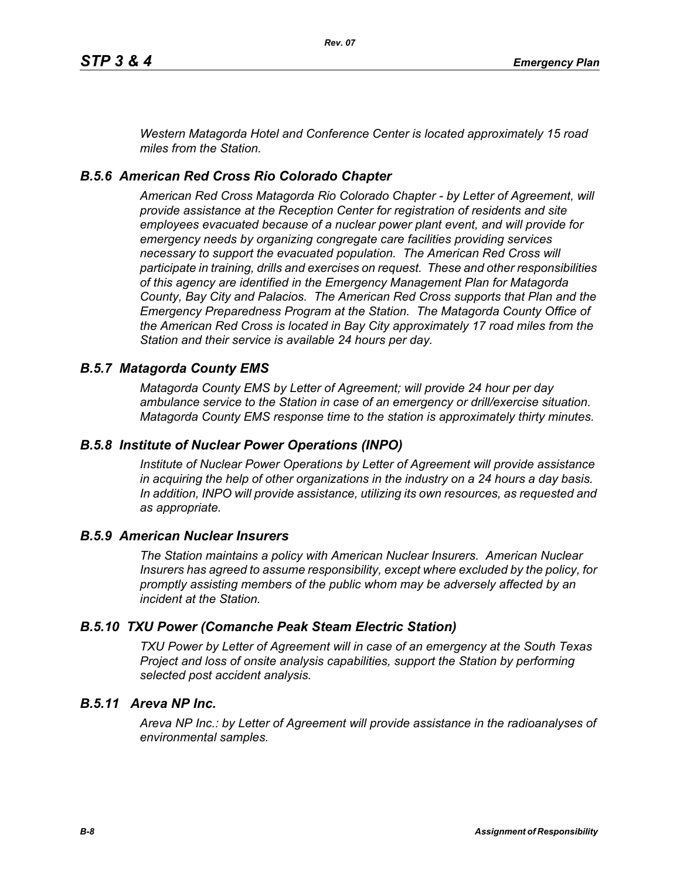*Western Matagorda Hotel and Conference Center is located approximately 15 road miles from the Station.*

### *B.5.6 American Red Cross Rio Colorado Chapter*

*American Red Cross Matagorda Rio Colorado Chapter - by Letter of Agreement, will provide assistance at the Reception Center for registration of residents and site employees evacuated because of a nuclear power plant event, and will provide for emergency needs by organizing congregate care facilities providing services necessary to support the evacuated population. The American Red Cross will participate in training, drills and exercises on request. These and other responsibilities of this agency are identified in the Emergency Management Plan for Matagorda County, Bay City and Palacios. The American Red Cross supports that Plan and the Emergency Preparedness Program at the Station. The Matagorda County Office of the American Red Cross is located in Bay City approximately 17 road miles from the Station and their service is available 24 hours per day.*

### *B.5.7 Matagorda County EMS*

*Matagorda County EMS by Letter of Agreement; will provide 24 hour per day ambulance service to the Station in case of an emergency or drill/exercise situation. Matagorda County EMS response time to the station is approximately thirty minutes.*

### *B.5.8 Institute of Nuclear Power Operations (INPO)*

*Institute of Nuclear Power Operations by Letter of Agreement will provide assistance in acquiring the help of other organizations in the industry on a 24 hours a day basis. In addition, INPO will provide assistance, utilizing its own resources, as requested and as appropriate.*

### *B.5.9 American Nuclear Insurers*

*The Station maintains a policy with American Nuclear Insurers. American Nuclear Insurers has agreed to assume responsibility, except where excluded by the policy, for promptly assisting members of the public whom may be adversely affected by an incident at the Station.*

### *B.5.10 TXU Power (Comanche Peak Steam Electric Station)*

*TXU Power by Letter of Agreement will in case of an emergency at the South Texas Project and loss of onsite analysis capabilities, support the Station by performing selected post accident analysis.*

### *B.5.11 Areva NP Inc.*

*Areva NP Inc.: by Letter of Agreement will provide assistance in the radioanalyses of environmental samples.*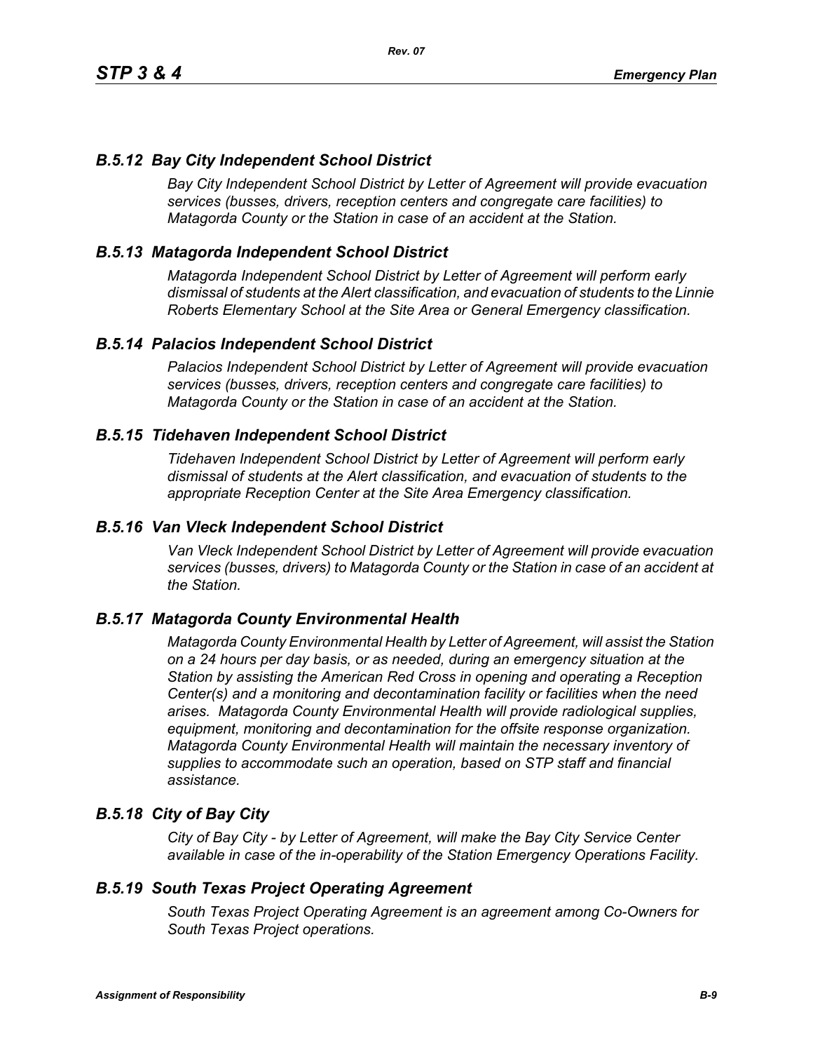### *B.5.12 Bay City Independent School District*

*Bay City Independent School District by Letter of Agreement will provide evacuation services (busses, drivers, reception centers and congregate care facilities) to Matagorda County or the Station in case of an accident at the Station.*

### *B.5.13 Matagorda Independent School District*

*Matagorda Independent School District by Letter of Agreement will perform early dismissal of students at the Alert classification, and evacuation of students to the Linnie Roberts Elementary School at the Site Area or General Emergency classification.*

### *B.5.14 Palacios Independent School District*

*Palacios Independent School District by Letter of Agreement will provide evacuation services (busses, drivers, reception centers and congregate care facilities) to Matagorda County or the Station in case of an accident at the Station.*

### *B.5.15 Tidehaven Independent School District*

*Tidehaven Independent School District by Letter of Agreement will perform early dismissal of students at the Alert classification, and evacuation of students to the appropriate Reception Center at the Site Area Emergency classification.*

### *B.5.16 Van Vleck Independent School District*

*Van Vleck Independent School District by Letter of Agreement will provide evacuation services (busses, drivers) to Matagorda County or the Station in case of an accident at the Station.*

### *B.5.17 Matagorda County Environmental Health*

*Matagorda County Environmental Health by Letter of Agreement, will assist the Station on a 24 hours per day basis, or as needed, during an emergency situation at the Station by assisting the American Red Cross in opening and operating a Reception Center(s) and a monitoring and decontamination facility or facilities when the need arises. Matagorda County Environmental Health will provide radiological supplies, equipment, monitoring and decontamination for the offsite response organization. Matagorda County Environmental Health will maintain the necessary inventory of supplies to accommodate such an operation, based on STP staff and financial assistance.*

### *B.5.18 City of Bay City*

*City of Bay City - by Letter of Agreement, will make the Bay City Service Center available in case of the in-operability of the Station Emergency Operations Facility.*

### *B.5.19 South Texas Project Operating Agreement*

*South Texas Project Operating Agreement is an agreement among Co-Owners for South Texas Project operations.*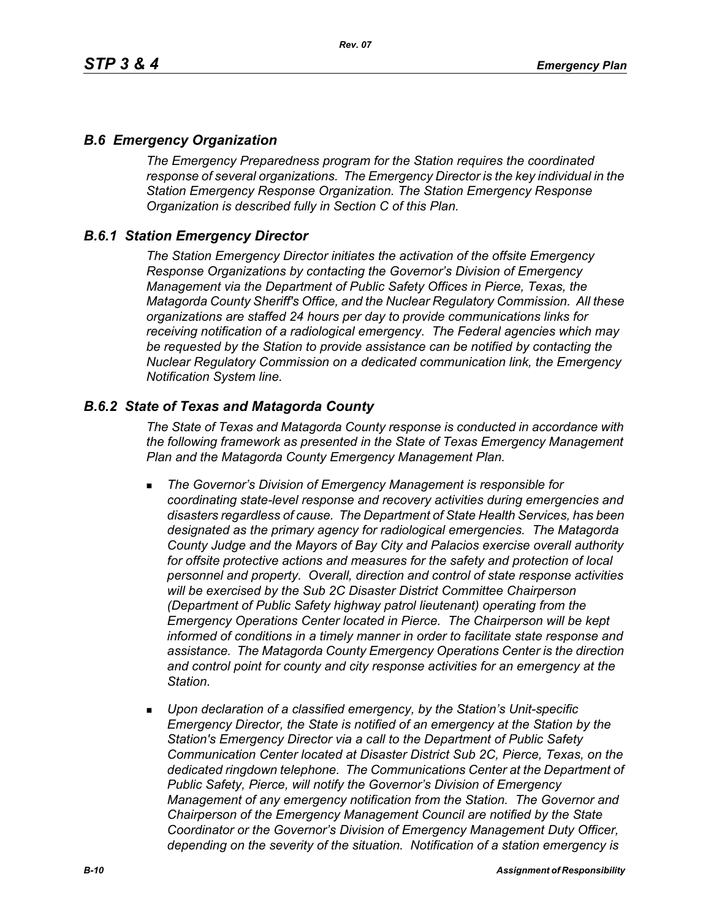## *B.6 Emergency Organization*

*The Emergency Preparedness program for the Station requires the coordinated response of several organizations. The Emergency Director is the key individual in the Station Emergency Response Organization. The Station Emergency Response Organization is described fully in Section C of this Plan.*

## *B.6.1 Station Emergency Director*

*The Station Emergency Director initiates the activation of the offsite Emergency Response Organizations by contacting the Governor's Division of Emergency Management via the Department of Public Safety Offices in Pierce, Texas, the Matagorda County Sheriff's Office, and the Nuclear Regulatory Commission. All these organizations are staffed 24 hours per day to provide communications links for receiving notification of a radiological emergency. The Federal agencies which may be requested by the Station to provide assistance can be notified by contacting the Nuclear Regulatory Commission on a dedicated communication link, the Emergency Notification System line.*

## *B.6.2 State of Texas and Matagorda County*

*The State of Texas and Matagorda County response is conducted in accordance with the following framework as presented in the State of Texas Emergency Management Plan and the Matagorda County Emergency Management Plan.*

- *The Governor's Division of Emergency Management is responsible for coordinating state-level response and recovery activities during emergencies and disasters regardless of cause. The Department of State Health Services, has been designated as the primary agency for radiological emergencies. The Matagorda County Judge and the Mayors of Bay City and Palacios exercise overall authority for offsite protective actions and measures for the safety and protection of local personnel and property. Overall, direction and control of state response activities will be exercised by the Sub 2C Disaster District Committee Chairperson (Department of Public Safety highway patrol lieutenant) operating from the Emergency Operations Center located in Pierce. The Chairperson will be kept informed of conditions in a timely manner in order to facilitate state response and assistance. The Matagorda County Emergency Operations Center is the direction and control point for county and city response activities for an emergency at the Station.*
- *Upon declaration of a classified emergency, by the Station's Unit-specific Emergency Director, the State is notified of an emergency at the Station by the Station's Emergency Director via a call to the Department of Public Safety Communication Center located at Disaster District Sub 2C, Pierce, Texas, on the dedicated ringdown telephone. The Communications Center at the Department of Public Safety, Pierce, will notify the Governor's Division of Emergency Management of any emergency notification from the Station. The Governor and Chairperson of the Emergency Management Council are notified by the State Coordinator or the Governor's Division of Emergency Management Duty Officer, depending on the severity of the situation. Notification of a station emergency is*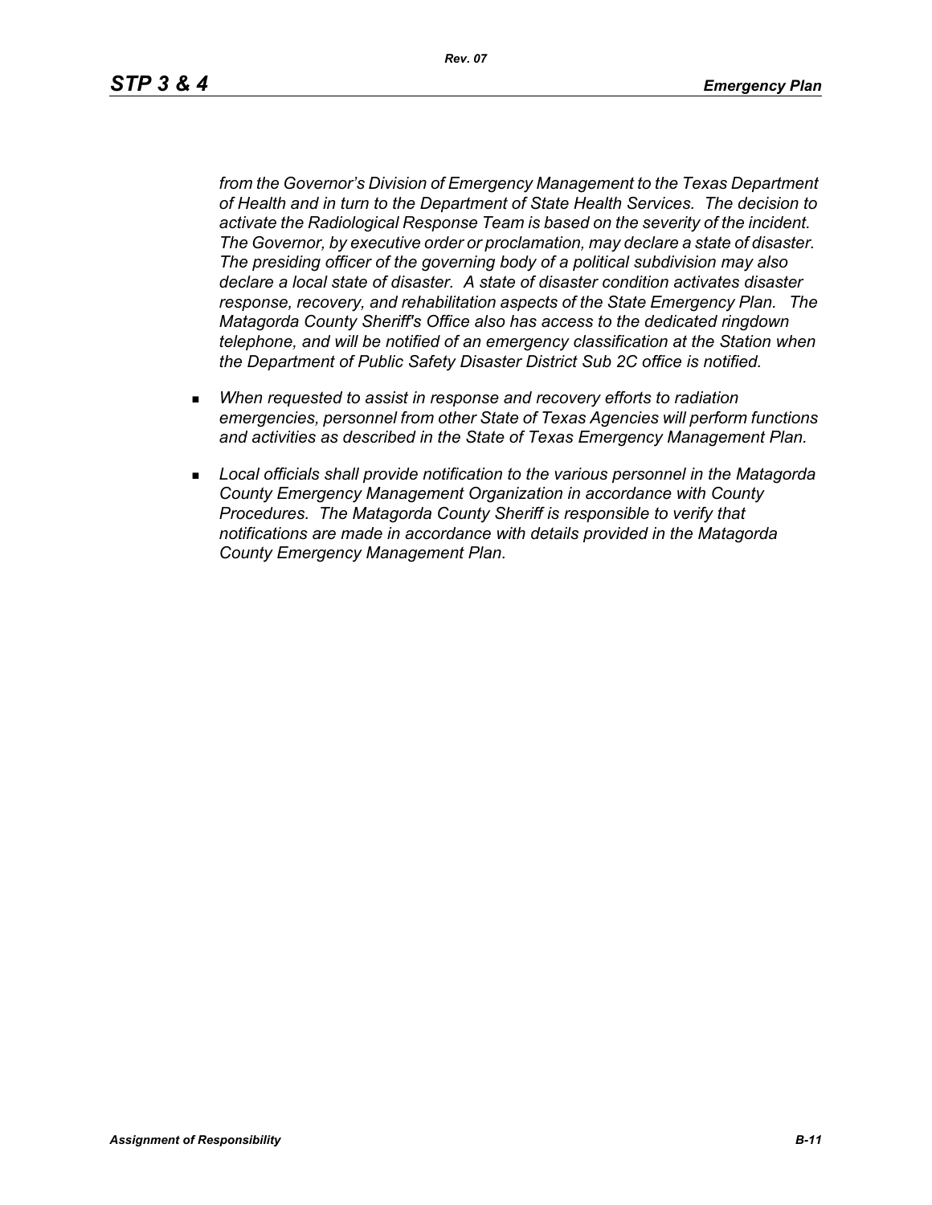*from the Governor's Division of Emergency Management to the Texas Department of Health and in turn to the Department of State Health Services. The decision to activate the Radiological Response Team is based on the severity of the incident. The Governor, by executive order or proclamation, may declare a state of disaster. The presiding officer of the governing body of a political subdivision may also declare a local state of disaster. A state of disaster condition activates disaster response, recovery, and rehabilitation aspects of the State Emergency Plan. The Matagorda County Sheriff's Office also has access to the dedicated ringdown telephone, and will be notified of an emergency classification at the Station when the Department of Public Safety Disaster District Sub 2C office is notified.*

- *When requested to assist in response and recovery efforts to radiation emergencies, personnel from other State of Texas Agencies will perform functions and activities as described in the State of Texas Emergency Management Plan.*
- *Local officials shall provide notification to the various personnel in the Matagorda County Emergency Management Organization in accordance with County Procedures. The Matagorda County Sheriff is responsible to verify that notifications are made in accordance with details provided in the Matagorda County Emergency Management Plan.*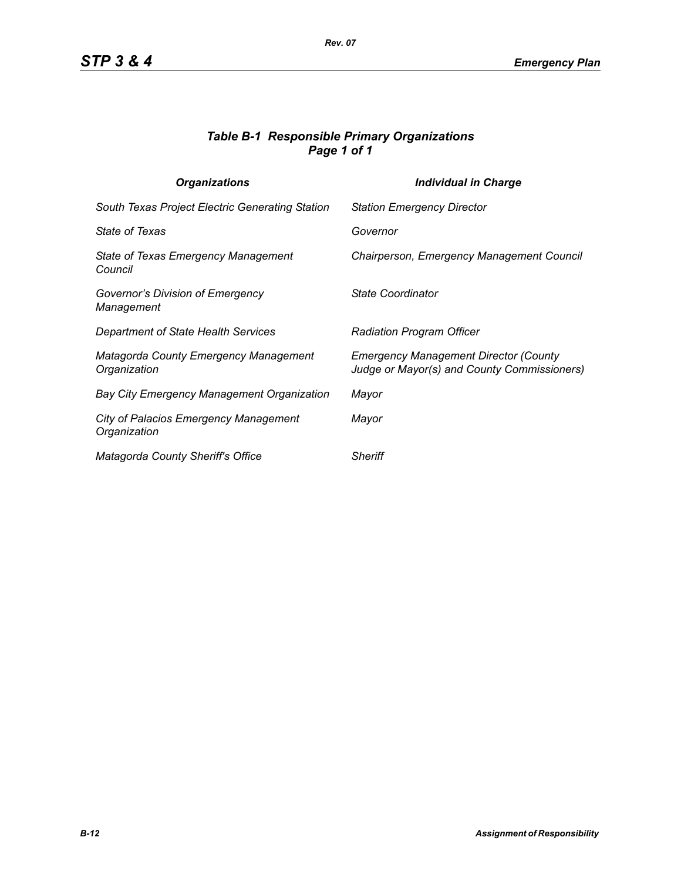### *Table B-1 Responsible Primary Organizations*
### *Page 1 of 1*

| *Organizations* | *Individual in Charge* |
|---|---|
| *South Texas Project Electric Generating Station* | *Station Emergency Director* |
| *State of Texas* | *Governor* |
| *State of Texas Emergency Management Council* | *Chairperson, Emergency Management Council* |
| *Governor's Division of Emergency Management* | *State Coordinator* |
| *Department of State Health Services* | *Radiation Program Officer* |
| *Matagorda County Emergency Management Organization* | *Emergency Management Director (County Judge or Mayor(s) and County Commissioners)* |
| *Bay City Emergency Management Organization* | *Mayor* |
| *City of Palacios Emergency Management Organization* | *Mayor* |
| *Matagorda County Sheriff's Office* | *Sheriff* |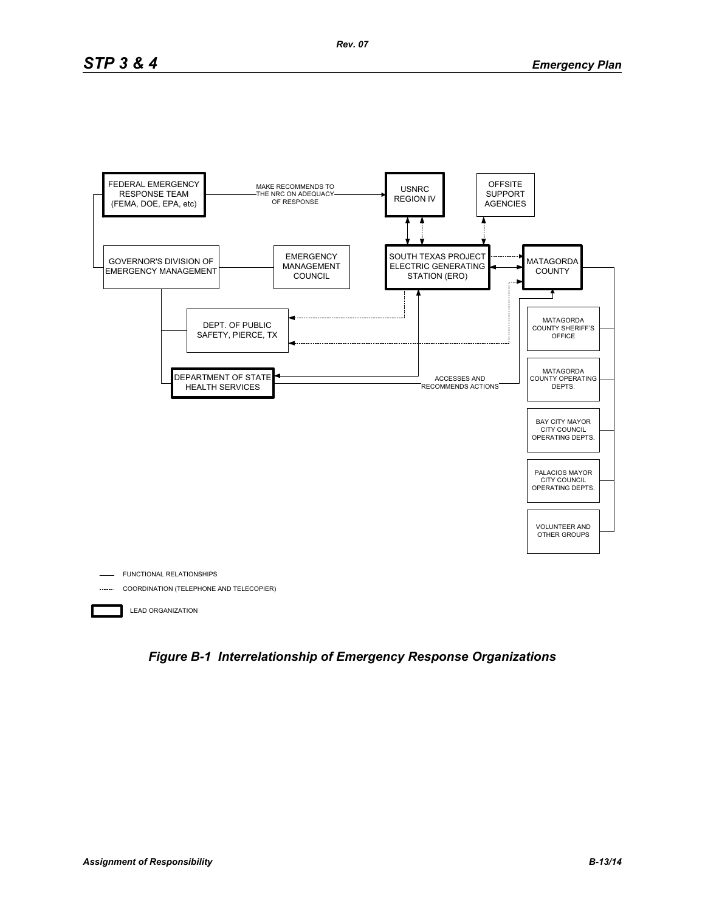FEDERAL EMERGENCY RESPONSE TEAM (FEMA, DOE, EPA, etc)

MAKE RECOMMENDS TO THE NRC ON ADEQUACY OF RESPONSE

USNRC REGION IV

OFFSITE SUPPORT AGENCIES

GOVERNOR'S DIVISION OF EMERGENCY MANAGEMENT

EMERGENCY MANAGEMENT COUNCIL

SOUTH TEXAS PROJECT ELECTRIC GENERATING STATION (ERO)

MATAGORDA COUNTY

DEPT. OF PUBLIC SAFETY, PIERCE, TX

MATAGORDA COUNTY SHERIFF'S OFFICE

DEPARTMENT OF STATE HEALTH SERVICES

ACCESSES AND RECOMMENDS ACTIONS

MATAGORDA COUNTY OPERATING DEPTS.

BAY CITY MAYOR CITY COUNCIL OPERATING DEPTS.

PALACIOS MAYOR CITY COUNCIL OPERATING DEPTS.

VOLUNTEER AND OTHER GROUPS

FUNCTIONAL RELATIONSHIPS

COORDINATION (TELEPHONE AND TELECOPIER)

LEAD ORGANIZATION

*Figure B-1 Interrelationship of Emergency Response Organizations*